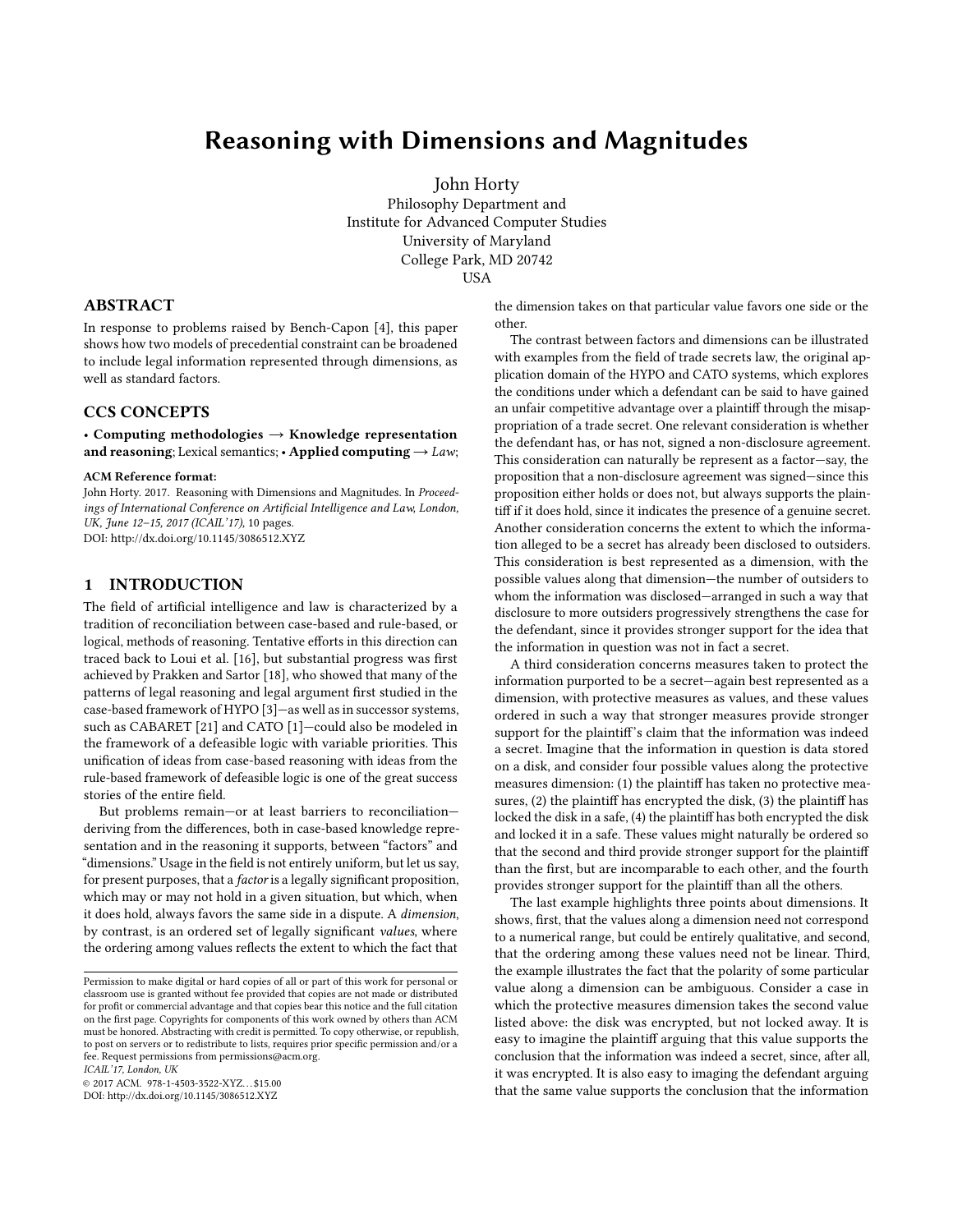# Reasoning with Dimensions and Magnitudes

John Horty
Philosophy Department and
Institute for Advanced Computer Studies
University of Maryland
College Park, MD 20742
USA

## ABSTRACT

In response to problems raised by Bench-Capon [4], this paper shows how two models of precedential constraint can be broadened to include legal information represented through dimensions, as well as standard factors.

## CCS CONCEPTS

• **Computing methodologies → Knowledge representation and reasoning**; Lexical semantics; • **Applied computing →** *Law*;

**ACM Reference format:**
John Horty. 2017. Reasoning with Dimensions and Magnitudes. In *Proceedings of International Conference on Artificial Intelligence and Law, London, UK, June 12–15, 2017 (ICAIL'17),* 10 pages.
DOI: http://dx.doi.org/10.1145/3086512.XYZ

## 1 INTRODUCTION

The field of artificial intelligence and law is characterized by a tradition of reconciliation between case-based and rule-based, or logical, methods of reasoning. Tentative efforts in this direction can traced back to Loui et al. [16], but substantial progress was first achieved by Prakken and Sartor [18], who showed that many of the patterns of legal reasoning and legal argument first studied in the case-based framework of HYPO [3]—as well as in successor systems, such as CABARET [21] and CATO [1]—could also be modeled in the framework of a defeasible logic with variable priorities. This unification of ideas from case-based reasoning with ideas from the rule-based framework of defeasible logic is one of the great success stories of the entire field.

But problems remain—or at least barriers to reconciliation—deriving from the differences, both in case-based knowledge representation and in the reasoning it supports, between "factors" and "dimensions." Usage in the field is not entirely uniform, but let us say, for present purposes, that a *factor* is a legally significant proposition, which may or may not hold in a given situation, but which, when it does hold, always favors the same side in a dispute. A *dimension*, by contrast, is an ordered set of legally significant *values*, where the ordering among values reflects the extent to which the fact that the dimension takes on that particular value favors one side or the other.

The contrast between factors and dimensions can be illustrated with examples from the field of trade secrets law, the original application domain of the HYPO and CATO systems, which explores the conditions under which a defendant can be said to have gained an unfair competitive advantage over a plaintiff through the misappropriation of a trade secret. One relevant consideration is whether the defendant has, or has not, signed a non-disclosure agreement. This consideration can naturally be represent as a factor—say, the proposition that a non-disclosure agreement was signed—since this proposition either holds or does not, but always supports the plaintiff if it does hold, since it indicates the presence of a genuine secret. Another consideration concerns the extent to which the information alleged to be a secret has already been disclosed to outsiders. This consideration is best represented as a dimension, with the possible values along that dimension—the number of outsiders to whom the information was disclosed—arranged in such a way that disclosure to more outsiders progressively strengthens the case for the defendant, since it provides stronger support for the idea that the information in question was not in fact a secret.

A third consideration concerns measures taken to protect the information purported to be a secret—again best represented as a dimension, with protective measures as values, and these values ordered in such a way that stronger measures provide stronger support for the plaintiff's claim that the information was indeed a secret. Imagine that the information in question is data stored on a disk, and consider four possible values along the protective measures dimension: (1) the plaintiff has taken no protective measures, (2) the plaintiff has encrypted the disk, (3) the plaintiff has locked the disk in a safe, (4) the plaintiff has both encrypted the disk and locked it in a safe. These values might naturally be ordered so that the second and third provide stronger support for the plaintiff than the first, but are incomparable to each other, and the fourth provides stronger support for the plaintiff than all the others.

The last example highlights three points about dimensions. It shows, first, that the values along a dimension need not correspond to a numerical range, but could be entirely qualitative, and second, that the ordering among these values need not be linear. Third, the example illustrates the fact that the polarity of some particular value along a dimension can be ambiguous. Consider a case in which the protective measures dimension takes the second value listed above: the disk was encrypted, but not locked away. It is easy to imagine the plaintiff arguing that this value supports the conclusion that the information was indeed a secret, since, after all, it was encrypted. It is also easy to imaging the defendant arguing that the same value supports the conclusion that the information

---

Permission to make digital or hard copies of all or part of this work for personal or classroom use is granted without fee provided that copies are not made or distributed for profit or commercial advantage and that copies bear this notice and the full citation on the first page. Copyrights for components of this work owned by others than ACM must be honored. Abstracting with credit is permitted. To copy otherwise, or republish, to post on servers or to redistribute to lists, requires prior specific permission and/or a fee. Request permissions from permissions@acm.org.
*ICAIL'17, London, UK*
© 2017 ACM. 978-1-4503-3522-XYZ…$15.00
DOI: http://dx.doi.org/10.1145/3086512.XYZ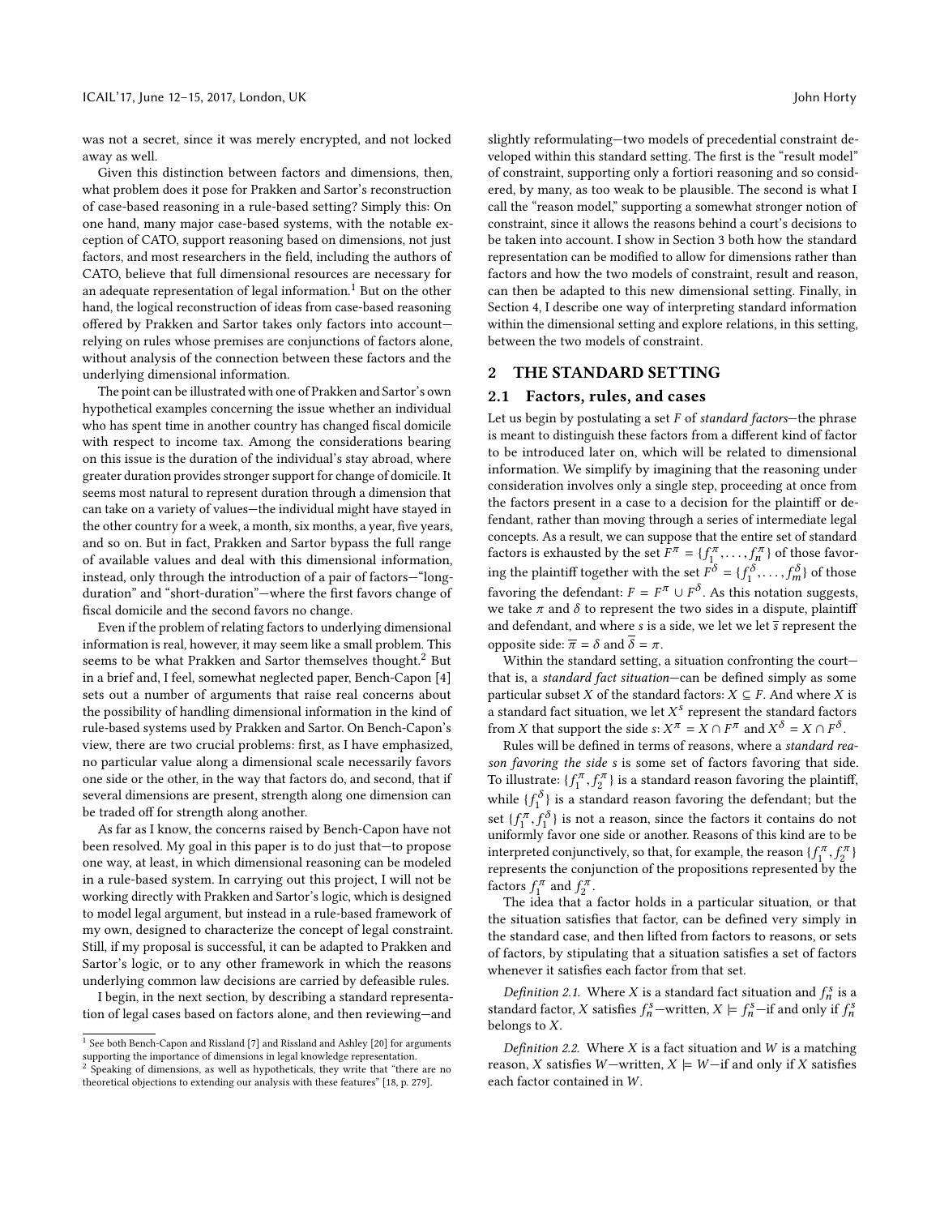was not a secret, since it was merely encrypted, and not locked away as well.

Given this distinction between factors and dimensions, then, what problem does it pose for Prakken and Sartor's reconstruction of case-based reasoning in a rule-based setting? Simply this: On one hand, many major case-based systems, with the notable exception of CATO, support reasoning based on dimensions, not just factors, and most researchers in the field, including the authors of CATO, believe that full dimensional resources are necessary for an adequate representation of legal information.[1] But on the other hand, the logical reconstruction of ideas from case-based reasoning offered by Prakken and Sartor takes only factors into account—relying on rules whose premises are conjunctions of factors alone, without analysis of the connection between these factors and the underlying dimensional information.

The point can be illustrated with one of Prakken and Sartor's own hypothetical examples concerning the issue whether an individual who has spent time in another country has changed fiscal domicile with respect to income tax. Among the considerations bearing on this issue is the duration of the individual's stay abroad, where greater duration provides stronger support for change of domicile. It seems most natural to represent duration through a dimension that can take on a variety of values—the individual might have stayed in the other country for a week, a month, six months, a year, five years, and so on. But in fact, Prakken and Sartor bypass the full range of available values and deal with this dimensional information, instead, only through the introduction of a pair of factors—"long-duration" and "short-duration"—where the first favors change of fiscal domicile and the second favors no change.

Even if the problem of relating factors to underlying dimensional information is real, however, it may seem like a small problem. This seems to be what Prakken and Sartor themselves thought.[2] But in a brief and, I feel, somewhat neglected paper, Bench-Capon [4] sets out a number of arguments that raise real concerns about the possibility of handling dimensional information in the kind of rule-based systems used by Prakken and Sartor. On Bench-Capon's view, there are two crucial problems: first, as I have emphasized, no particular value along a dimensional scale necessarily favors one side or the other, in the way that factors do, and second, that if several dimensions are present, strength along one dimension can be traded off for strength along another.

As far as I know, the concerns raised by Bench-Capon have not been resolved. My goal in this paper is to do just that—to propose one way, at least, in which dimensional reasoning can be modeled in a rule-based system. In carrying out this project, I will not be working directly with Prakken and Sartor's logic, which is designed to model legal argument, but instead in a rule-based framework of my own, designed to characterize the concept of legal constraint. Still, if my proposal is successful, it can be adapted to Prakken and Sartor's logic, or to any other framework in which the reasons underlying common law decisions are carried by defeasible rules.

I begin, in the next section, by describing a standard representation of legal cases based on factors alone, and then reviewing—and slightly reformulating—two models of precedential constraint developed within this standard setting. The first is the "result model" of constraint, supporting only a fortiori reasoning and so considered, by many, as too weak to be plausible. The second is what I call the "reason model," supporting a somewhat stronger notion of constraint, since it allows the reasons behind a court's decisions to be taken into account. I show in Section 3 both how the standard representation can be modified to allow for dimensions rather than factors and how the two models of constraint, result and reason, can then be adapted to this new dimensional setting. Finally, in Section 4, I describe one way of interpreting standard information within the dimensional setting and explore relations, in this setting, between the two models of constraint.

[1] See both Bench-Capon and Rissland [7] and Rissland and Ashley [20] for arguments supporting the importance of dimensions in legal knowledge representation.

[2] Speaking of dimensions, as well as hypotheticals, they write that "there are no theoretical objections to extending our analysis with these features" [18, p. 279].

## 2 THE STANDARD SETTING

### 2.1 Factors, rules, and cases

Let us begin by postulating a set $F$ of *standard factors*—the phrase is meant to distinguish these factors from a different kind of factor to be introduced later on, which will be related to dimensional information. We simplify by imagining that the reasoning under consideration involves only a single step, proceeding at once from the factors present in a case to a decision for the plaintiff or defendant, rather than moving through a series of intermediate legal concepts. As a result, we can suppose that the entire set of standard factors is exhausted by the set $F^{\pi} = \{f_1^{\pi}, \ldots, f_n^{\pi}\}$ of those favoring the plaintiff together with the set $F^{\delta} = \{f_1^{\delta}, \ldots, f_m^{\delta}\}$ of those favoring the defendant: $F = F^{\pi} \cup F^{\delta}$. As this notation suggests, we take $\pi$ and $\delta$ to represent the two sides in a dispute, plaintiff and defendant, and where $s$ is a side, we let we let $\overline{s}$ represent the opposite side: $\overline{\pi} = \delta$ and $\overline{\delta} = \pi$.

Within the standard setting, a situation confronting the court—that is, a *standard fact situation*—can be defined simply as some particular subset $X$ of the standard factors: $X \subseteq F$. And where $X$ is a standard fact situation, we let $X^s$ represent the standard factors from $X$ that support the side $s$: $X^{\pi} = X \cap F^{\pi}$ and $X^{\delta} = X \cap F^{\delta}$.

Rules will be defined in terms of reasons, where a *standard reason favoring the side s* is some set of factors favoring that side. To illustrate: $\{f_1^{\pi}, f_2^{\pi}\}$ is a standard reason favoring the plaintiff, while $\{f_1^{\delta}\}$ is a standard reason favoring the defendant; but the set $\{f_1^{\pi}, f_1^{\delta}\}$ is not a reason, since the factors it contains do not uniformly favor one side or another. Reasons of this kind are to be interpreted conjunctively, so that, for example, the reason $\{f_1^{\pi}, f_2^{\pi}\}$ represents the conjunction of the propositions represented by the factors $f_1^{\pi}$ and $f_2^{\pi}$.

The idea that a factor holds in a particular situation, or that the situation satisfies that factor, can be defined very simply in the standard case, and then lifted from factors to reasons, or sets of factors, by stipulating that a situation satisfies a set of factors whenever it satisfies each factor from that set.

*Definition 2.1.* Where $X$ is a standard fact situation and $f_n^s$ is a standard factor, $X$ satisfies $f_n^s$—written, $X \models f_n^s$—if and only if $f_n^s$ belongs to $X$.

*Definition 2.2.* Where $X$ is a fact situation and $W$ is a matching reason, $X$ satisfies $W$—written, $X \models W$—if and only if $X$ satisfies each factor contained in $W$.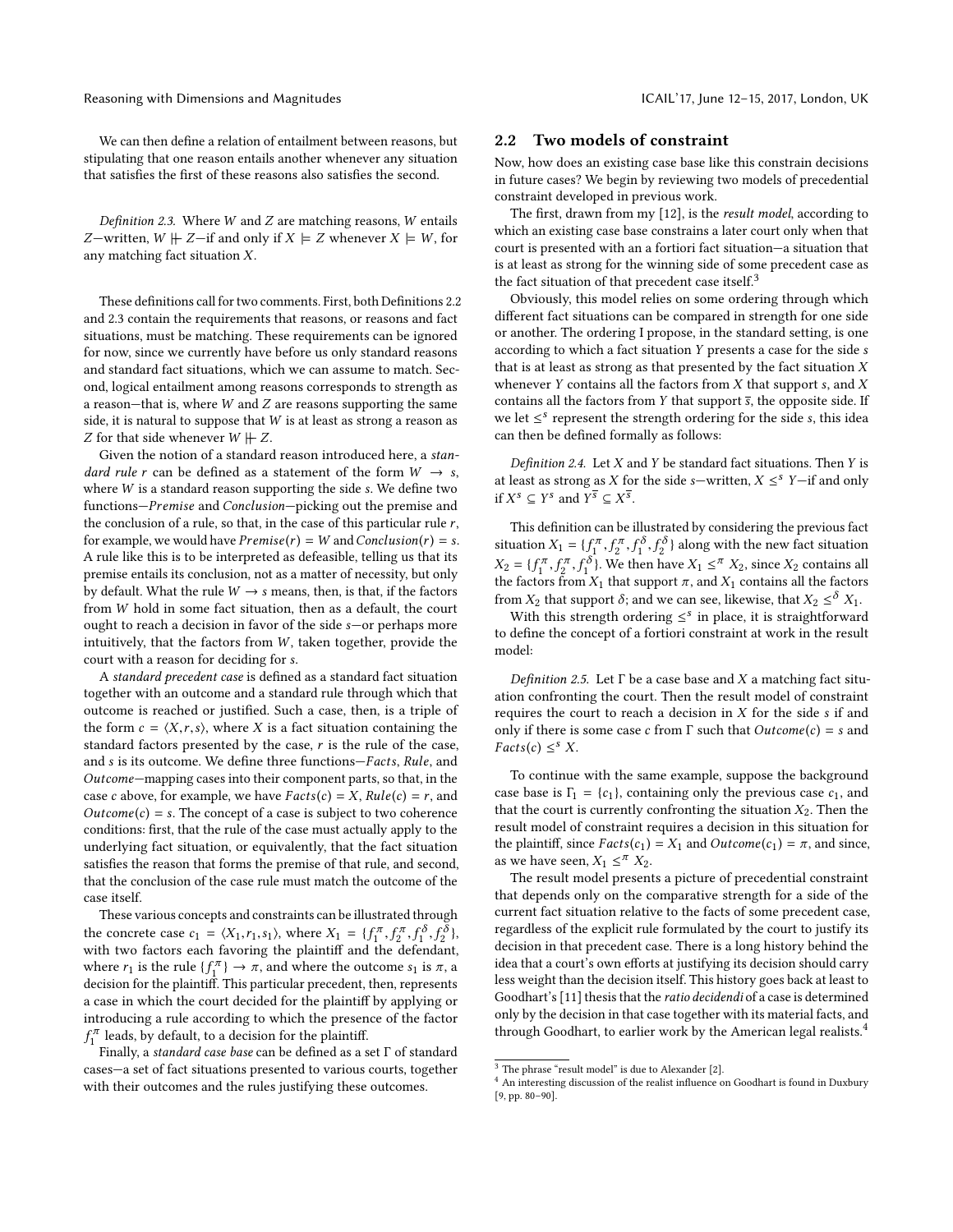We can then define a relation of entailment between reasons, but stipulating that one reason entails another whenever any situation that satisfies the first of these reasons also satisfies the second.

*Definition 2.3.* Where $W$ and $Z$ are matching reasons, $W$ entails $Z$—written, $W \Vdash Z$—if and only if $X \models Z$ whenever $X \models W$, for any matching fact situation $X$.

These definitions call for two comments. First, both Definitions 2.2 and 2.3 contain the requirements that reasons, or reasons and fact situations, must be matching. These requirements can be ignored for now, since we currently have before us only standard reasons and standard fact situations, which we can assume to match. Second, logical entailment among reasons corresponds to strength as a reason—that is, where $W$ and $Z$ are reasons supporting the same side, it is natural to suppose that $W$ is at least as strong a reason as $Z$ for that side whenever $W \Vdash Z$.

Given the notion of a standard reason introduced here, a *standard rule* $r$ can be defined as a statement of the form $W \rightarrow s$, where $W$ is a standard reason supporting the side $s$. We define two functions—*Premise* and *Conclusion*—picking out the premise and the conclusion of a rule, so that, in the case of this particular rule $r$, for example, we would have $Premise(r) = W$ and $Conclusion(r) = s$. A rule like this is to be interpreted as defeasible, telling us that its premise entails its conclusion, not as a matter of necessity, but only by default. What the rule $W \rightarrow s$ means, then, is that, if the factors from $W$ hold in some fact situation, then as a default, the court ought to reach a decision in favor of the side $s$—or perhaps more intuitively, that the factors from $W$, taken together, provide the court with a reason for deciding for $s$.

A *standard precedent case* is defined as a standard fact situation together with an outcome and a standard rule through which that outcome is reached or justified. Such a case, then, is a triple of the form $c = \langle X, r, s \rangle$, where $X$ is a fact situation containing the standard factors presented by the case, $r$ is the rule of the case, and $s$ is its outcome. We define three functions—*Facts*, *Rule*, and *Outcome*—mapping cases into their component parts, so that, in the case $c$ above, for example, we have $Facts(c) = X$, $Rule(c) = r$, and $Outcome(c) = s$. The concept of a case is subject to two coherence conditions: first, that the rule of the case must actually apply to the underlying fact situation, or equivalently, that the fact situation satisfies the reason that forms the premise of that rule, and second, that the conclusion of the case rule must match the outcome of the case itself.

These various concepts and constraints can be illustrated through the concrete case $c_1 = \langle X_1, r_1, s_1 \rangle$, where $X_1 = \{f_1^\pi, f_2^\pi, f_1^\delta, f_2^\delta\}$, with two factors each favoring the plaintiff and the defendant, where $r_1$ is the rule $\{f_1^\pi\} \rightarrow \pi$, and where the outcome $s_1$ is $\pi$, a decision for the plaintiff. This particular precedent, then, represents a case in which the court decided for the plaintiff by applying or introducing a rule according to which the presence of the factor $f_1^\pi$ leads, by default, to a decision for the plaintiff.

Finally, a *standard case base* can be defined as a set $\Gamma$ of standard cases—a set of fact situations presented to various courts, together with their outcomes and the rules justifying these outcomes.

## 2.2 Two models of constraint

Now, how does an existing case base like this constrain decisions in future cases? We begin by reviewing two models of precedential constraint developed in previous work.

The first, drawn from my [12], is the *result model*, according to which an existing case base constrains a later court only when that court is presented with an a fortiori fact situation—a situation that is at least as strong for the winning side of some precedent case as the fact situation of that precedent case itself.[3]

Obviously, this model relies on some ordering through which different fact situations can be compared in strength for one side or another. The ordering I propose, in the standard setting, is one according to which a fact situation $Y$ presents a case for the side $s$ that is at least as strong as that presented by the fact situation $X$ whenever $Y$ contains all the factors from $X$ that support $s$, and $X$ contains all the factors from $Y$ that support $\overline{s}$, the opposite side. If we let $\leq^s$ represent the strength ordering for the side $s$, this idea can then be defined formally as follows:

*Definition 2.4.* Let $X$ and $Y$ be standard fact situations. Then $Y$ is at least as strong as $X$ for the side $s$—written, $X \leq^s Y$—if and only if $X^s \subseteq Y^s$ and $Y^{\overline{s}} \subseteq X^{\overline{s}}$.

This definition can be illustrated by considering the previous fact situation $X_1 = \{f_1^\pi, f_2^\pi, f_1^\delta, f_2^\delta\}$ along with the new fact situation $X_2 = \{f_1^\pi, f_2^\pi, f_1^\delta\}$. We then have $X_1 \leq^\pi X_2$, since $X_2$ contains all the factors from $X_1$ that support $\pi$, and $X_1$ contains all the factors from $X_2$ that support $\delta$; and we can see, likewise, that $X_2 \leq^\delta X_1$.

With this strength ordering $\leq^s$ in place, it is straightforward to define the concept of a fortiori constraint at work in the result model:

*Definition 2.5.* Let $\Gamma$ be a case base and $X$ a matching fact situation confronting the court. Then the result model of constraint requires the court to reach a decision in $X$ for the side $s$ if and only if there is some case $c$ from $\Gamma$ such that $Outcome(c) = s$ and $Facts(c) \leq^s X$.

To continue with the same example, suppose the background case base is $\Gamma_1 = \{c_1\}$, containing only the previous case $c_1$, and that the court is currently confronting the situation $X_2$. Then the result model of constraint requires a decision in this situation for the plaintiff, since $Facts(c_1) = X_1$ and $Outcome(c_1) = \pi$, and since, as we have seen, $X_1 \leq^\pi X_2$.

The result model presents a picture of precedential constraint that depends only on the comparative strength for a side of the current fact situation relative to the facts of some precedent case, regardless of the explicit rule formulated by the court to justify its decision in that precedent case. There is a long history behind the idea that a court's own efforts at justifying its decision should carry less weight than the decision itself. This history goes back at least to Goodhart's [11] thesis that the *ratio decidendi* of a case is determined only by the decision in that case together with its material facts, and through Goodhart, to earlier work by the American legal realists.[4]

---

[3] The phrase "result model" is due to Alexander [2].

[4] An interesting discussion of the realist influence on Goodhart is found in Duxbury [9, pp. 80–90].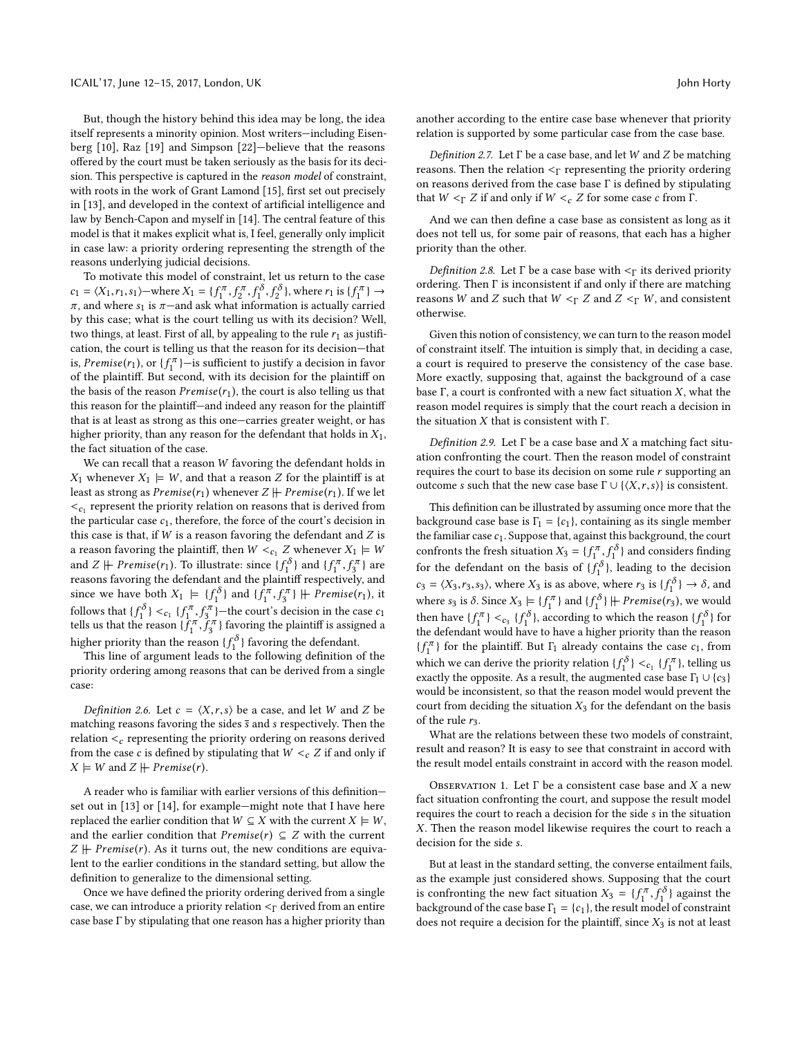But, though the history behind this idea may be long, the idea itself represents a minority opinion. Most writers—including Eisenberg [10], Raz [19] and Simpson [22]—believe that the reasons offered by the court must be taken seriously as the basis for its decision. This perspective is captured in the *reason model* of constraint, with roots in the work of Grant Lamond [15], first set out precisely in [13], and developed in the context of artificial intelligence and law by Bench-Capon and myself in [14]. The central feature of this model is that it makes explicit what is, I feel, generally only implicit in case law: a priority ordering representing the strength of the reasons underlying judicial decisions.

To motivate this model of constraint, let us return to the case $c_1 = \langle X_1, r_1, s_1 \rangle$—where $X_1 = \{f_1^\pi, f_2^\pi, f_1^\delta, f_2^\delta\}$, where $r_1$ is $\{f_1^\pi\} \rightarrow \pi$, and where $s_1$ is $\pi$—and ask what information is actually carried by this case; what is the court telling us with its decision? Well, two things, at least. First of all, by appealing to the rule $r_1$ as justification, the court is telling us that the reason for its decision—that is, $Premise(r_1)$, or $\{f_1^\pi\}$—is sufficient to justify a decision in favor of the plaintiff. But second, with its decision for the plaintiff on the basis of the reason $Premise(r_1)$, the court is also telling us that this reason for the plaintiff—and indeed any reason for the plaintiff that is at least as strong as this one—carries greater weight, or has higher priority, than any reason for the defendant that holds in $X_1$, the fact situation of the case.

We can recall that a reason $W$ favoring the defendant holds in $X_1$ whenever $X_1 \models W$, and that a reason $Z$ for the plaintiff is at least as strong as $Premise(r_1)$ whenever $Z \Vdash Premise(r_1)$. If we let $<_{c_1}$ represent the priority relation on reasons that is derived from the particular case $c_1$, therefore, the force of the court's decision in this case is that, if $W$ is a reason favoring the defendant and $Z$ is a reason favoring the plaintiff, then $W <_{c_1} Z$ whenever $X_1 \models W$ and $Z \Vdash Premise(r_1)$. To illustrate: since $\{f_1^\delta\}$ and $\{f_1^\pi, f_3^\pi\}$ are reasons favoring the defendant and the plaintiff respectively, and since we have both $X_1 \models \{f_1^\delta\}$ and $\{f_1^\pi, f_3^\pi\} \Vdash Premise(r_1)$, it follows that $\{f_1^\delta\} <_{c_1} \{f_1^\pi, f_3^\pi\}$—the court's decision in the case $c_1$ tells us that the reason $\{f_1^\pi, f_3^\pi\}$ favoring the plaintiff is assigned a higher priority than the reason $\{f_1^\delta\}$ favoring the defendant.

This line of argument leads to the following definition of the priority ordering among reasons that can be derived from a single case:

*Definition 2.6.* Let $c = \langle X, r, s \rangle$ be a case, and let $W$ and $Z$ be matching reasons favoring the sides $\bar{s}$ and $s$ respectively. Then the relation $<_c$ representing the priority ordering on reasons derived from the case $c$ is defined by stipulating that $W <_c Z$ if and only if $X \models W$ and $Z \Vdash Premise(r)$.

A reader who is familiar with earlier versions of this definition—set out in [13] or [14], for example—might note that I have here replaced the earlier condition that $W \subseteq X$ with the current $X \models W$, and the earlier condition that $Premise(r) \subseteq Z$ with the current $Z \Vdash Premise(r)$. As it turns out, the new conditions are equivalent to the earlier conditions in the standard setting, but allow the definition to generalize to the dimensional setting.

Once we have defined the priority ordering derived from a single case, we can introduce a priority relation $<_\Gamma$ derived from an entire case base $\Gamma$ by stipulating that one reason has a higher priority than another according to the entire case base whenever that priority relation is supported by some particular case from the case base.

*Definition 2.7.* Let $\Gamma$ be a case base, and let $W$ and $Z$ be matching reasons. Then the relation $<_\Gamma$ representing the priority ordering on reasons derived from the case base $\Gamma$ is defined by stipulating that $W <_\Gamma Z$ if and only if $W <_c Z$ for some case $c$ from $\Gamma$.

And we can then define a case base as consistent as long as it does not tell us, for some pair of reasons, that each has a higher priority than the other.

*Definition 2.8.* Let $\Gamma$ be a case base with $<_\Gamma$ its derived priority ordering. Then $\Gamma$ is inconsistent if and only if there are matching reasons $W$ and $Z$ such that $W <_\Gamma Z$ and $Z <_\Gamma W$, and consistent otherwise.

Given this notion of consistency, we can turn to the reason model of constraint itself. The intuition is simply that, in deciding a case, a court is required to preserve the consistency of the case base. More exactly, supposing that, against the background of a case base $\Gamma$, a court is confronted with a new fact situation $X$, what the reason model requires is simply that the court reach a decision in the situation $X$ that is consistent with $\Gamma$.

*Definition 2.9.* Let $\Gamma$ be a case base and $X$ a matching fact situation confronting the court. Then the reason model of constraint requires the court to base its decision on some rule $r$ supporting an outcome $s$ such that the new case base $\Gamma \cup \{\langle X, r, s \rangle\}$ is consistent.

This definition can be illustrated by assuming once more that the background case base is $\Gamma_1 = \{c_1\}$, containing as its single member the familiar case $c_1$. Suppose that, against this background, the court confronts the fresh situation $X_3 = \{f_1^\pi, f_1^\delta\}$ and considers finding for the defendant on the basis of $\{f_1^\delta\}$, leading to the decision $c_3 = \langle X_3, r_3, s_3 \rangle$, where $X_3$ is as above, where $r_3$ is $\{f_1^\delta\} \rightarrow \delta$, and where $s_3$ is $\delta$. Since $X_3 \models \{f_1^\pi\}$ and $\{f_1^\delta\} \Vdash Premise(r_3)$, we would then have $\{f_1^\pi\} <_{c_3} \{f_1^\delta\}$, according to which the reason $\{f_1^\delta\}$ for the defendant would have to have a higher priority than the reason $\{f_1^\pi\}$ for the plaintiff. But $\Gamma_1$ already contains the case $c_1$, from which we can derive the priority relation $\{f_1^\delta\} <_{c_1} \{f_1^\pi\}$, telling us exactly the opposite. As a result, the augmented case base $\Gamma_1 \cup \{c_3\}$ would be inconsistent, so that the reason model would prevent the court from deciding the situation $X_3$ for the defendant on the basis of the rule $r_3$.

What are the relations between these two models of constraint, result and reason? It is easy to see that constraint in accord with the result model entails constraint in accord with the reason model.

Observation 1. *Let $\Gamma$ be a consistent case base and $X$ a new fact situation confronting the court, and suppose the result model requires the court to reach a decision for the side $s$ in the situation $X$. Then the reason model likewise requires the court to reach a decision for the side $s$.*

But at least in the standard setting, the converse entailment fails, as the example just considered shows. Supposing that the court is confronting the new fact situation $X_3 = \{f_1^\pi, f_1^\delta\}$ against the background of the case base $\Gamma_1 = \{c_1\}$, the result model of constraint does not require a decision for the plaintiff, since $X_3$ is not at least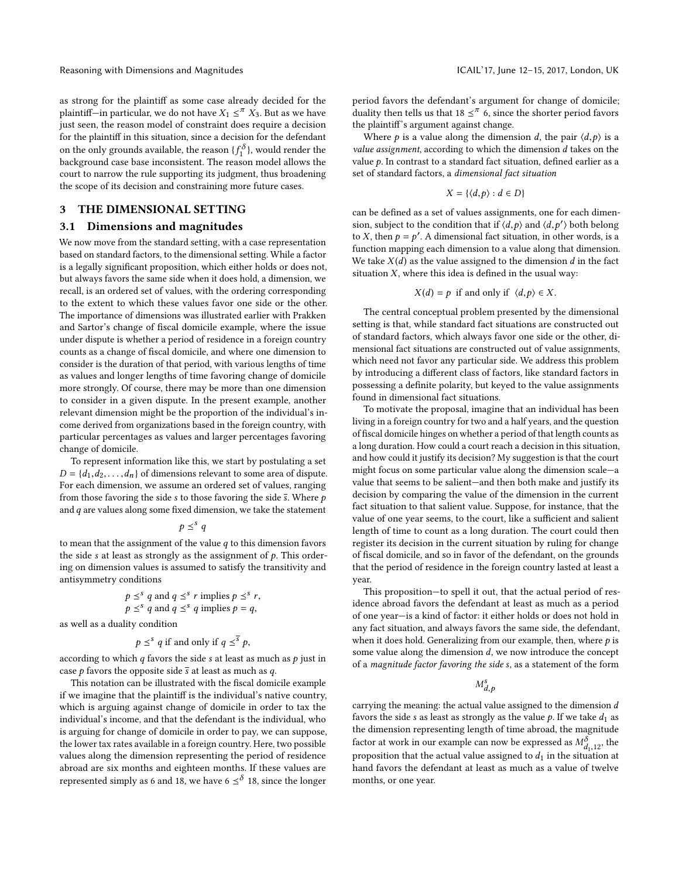as strong for the plaintiff as some case already decided for the plaintiff—in particular, we do not have $X_1 \leq^{\pi} X_3$. But as we have just seen, the reason model of constraint does require a decision for the plaintiff in this situation, since a decision for the defendant on the only grounds available, the reason $\{f_1^{\delta}\}$, would render the background case base inconsistent. The reason model allows the court to narrow the rule supporting its judgment, thus broadening the scope of its decision and constraining more future cases.

## 3 THE DIMENSIONAL SETTING

### 3.1 Dimensions and magnitudes

We now move from the standard setting, with a case representation based on standard factors, to the dimensional setting. While a factor is a legally significant proposition, which either holds or does not, but always favors the same side when it does hold, a dimension, we recall, is an ordered set of values, with the ordering corresponding to the extent to which these values favor one side or the other. The importance of dimensions was illustrated earlier with Prakken and Sartor's change of fiscal domicile example, where the issue under dispute is whether a period of residence in a foreign country counts as a change of fiscal domicile, and where one dimension to consider is the duration of that period, with various lengths of time as values and longer lengths of time favoring change of domicile more strongly. Of course, there may be more than one dimension to consider in a given dispute. In the present example, another relevant dimension might be the proportion of the individual's income derived from organizations based in the foreign country, with particular percentages as values and larger percentages favoring change of domicile.

To represent information like this, we start by postulating a set $D = \{d_1, d_2, \ldots, d_n\}$ of dimensions relevant to some area of dispute. For each dimension, we assume an ordered set of values, ranging from those favoring the side $s$ to those favoring the side $\bar{s}$. Where $p$ and $q$ are values along some fixed dimension, we take the statement

$$p \leq^s q$$

to mean that the assignment of the value $q$ to this dimension favors the side $s$ at least as strongly as the assignment of $p$. This ordering on dimension values is assumed to satisfy the transitivity and antisymmetry conditions

$$p \leq^s q \text{ and } q \leq^s r \text{ implies } p \leq^s r,$$
$$p \leq^s q \text{ and } q \leq^s q \text{ implies } p = q,$$

as well as a duality condition

$$p \leq^s q \text{ if and only if } q \leq^{\bar{s}} p,$$

according to which $q$ favors the side $s$ at least as much as $p$ just in case $p$ favors the opposite side $\bar{s}$ at least as much as $q$.

This notation can be illustrated with the fiscal domicile example if we imagine that the plaintiff is the individual's native country, which is arguing against change of domicile in order to tax the individual's income, and that the defendant is the individual, who is arguing for change of domicile in order to pay, we can suppose, the lower tax rates available in a foreign country. Here, two possible values along the dimension representing the period of residence abroad are six months and eighteen months. If these values are represented simply as 6 and 18, we have $6 \leq^{\delta} 18$, since the longer period favors the defendant's argument for change of domicile; duality then tells us that $18 \leq^{\pi} 6$, since the shorter period favors the plaintiff's argument against change.

Where $p$ is a value along the dimension $d$, the pair $\langle d, p \rangle$ is a *value assignment*, according to which the dimension $d$ takes on the value $p$. In contrast to a standard fact situation, defined earlier as a set of standard factors, a *dimensional fact situation*

$$X = \{\langle d, p \rangle : d \in D\}$$

can be defined as a set of values assignments, one for each dimension, subject to the condition that if $\langle d, p \rangle$ and $\langle d, p' \rangle$ both belong to $X$, then $p = p'$. A dimensional fact situation, in other words, is a function mapping each dimension to a value along that dimension. We take $X(d)$ as the value assigned to the dimension $d$ in the fact situation $X$, where this idea is defined in the usual way:

$$X(d) = p \text{ if and only if } \langle d, p \rangle \in X.$$

The central conceptual problem presented by the dimensional setting is that, while standard fact situations are constructed out of standard factors, which always favor one side or the other, dimensional fact situations are constructed out of value assignments, which need not favor any particular side. We address this problem by introducing a different class of factors, like standard factors in possessing a definite polarity, but keyed to the value assignments found in dimensional fact situations.

To motivate the proposal, imagine that an individual has been living in a foreign country for two and a half years, and the question of fiscal domicile hinges on whether a period of that length counts as a long duration. How could a court reach a decision in this situation, and how could it justify its decision? My suggestion is that the court might focus on some particular value along the dimension scale—a value that seems to be salient—and then both make and justify its decision by comparing the value of the dimension in the current fact situation to that salient value. Suppose, for instance, that the value of one year seems, to the court, like a sufficient and salient length of time to count as a long duration. The court could then register its decision in the current situation by ruling for change of fiscal domicile, and so in favor of the defendant, on the grounds that the period of residence in the foreign country lasted at least a year.

This proposition—to spell it out, that the actual period of residence abroad favors the defendant at least as much as a period of one year—is a kind of factor: it either holds or does not hold in any fact situation, and always favors the same side, the defendant, when it does hold. Generalizing from our example, then, where $p$ is some value along the dimension $d$, we now introduce the concept of a *magnitude factor favoring the side s*, as a statement of the form

$$M^s_{d,p}$$

carrying the meaning: the actual value assigned to the dimension $d$ favors the side $s$ as least as strongly as the value $p$. If we take $d_1$ as the dimension representing length of time abroad, the magnitude factor at work in our example can now be expressed as $M^{\delta}_{d_1,12}$, the proposition that the actual value assigned to $d_1$ in the situation at hand favors the defendant at least as much as a value of twelve months, or one year.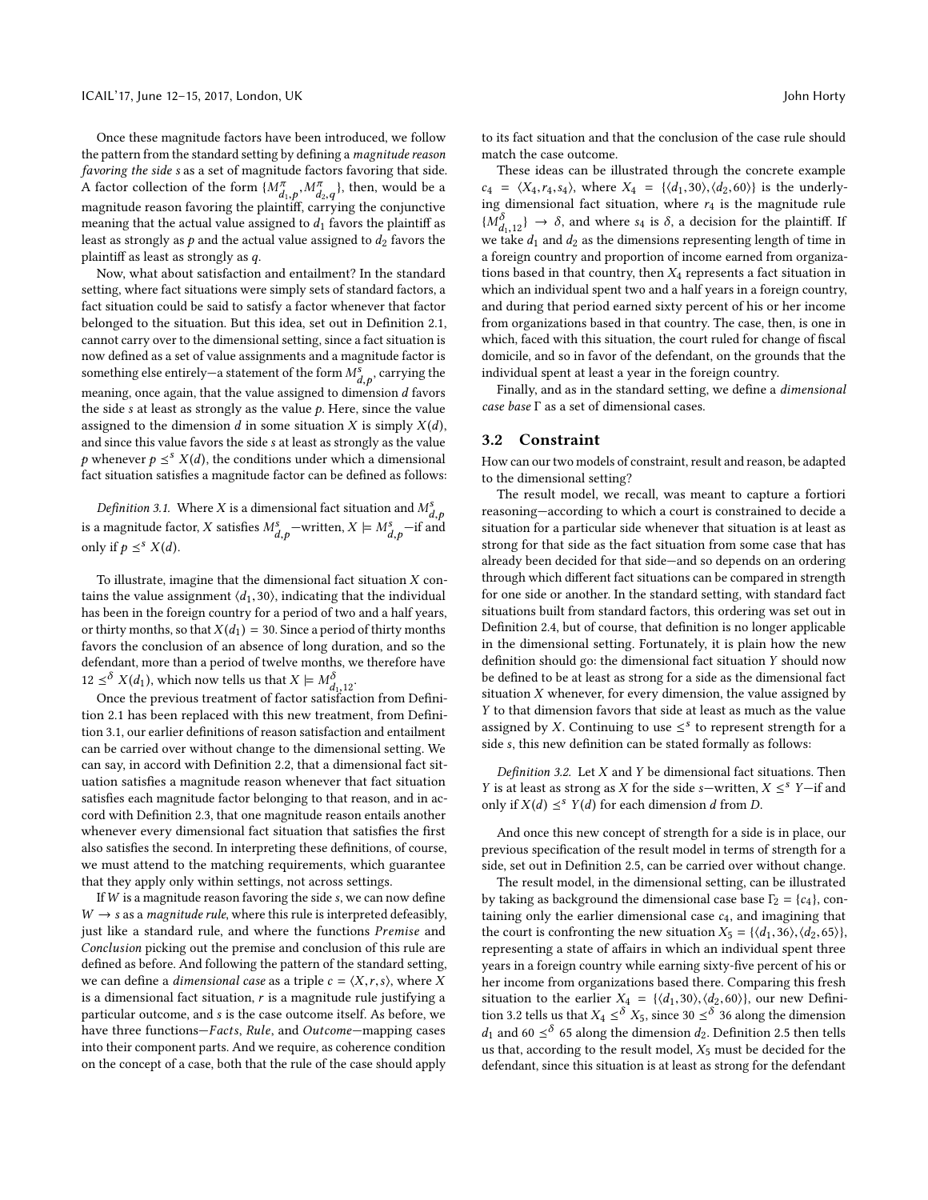Once these magnitude factors have been introduced, we follow the pattern from the standard setting by defining a *magnitude reason favoring the side s* as a set of magnitude factors favoring that side. A factor collection of the form $\{M^{\pi}_{d_1,p}, M^{\pi}_{d_2,q}\}$, then, would be a magnitude reason favoring the plaintiff, carrying the conjunctive meaning that the actual value assigned to $d_1$ favors the plaintiff as least as strongly as $p$ and the actual value assigned to $d_2$ favors the plaintiff as least as strongly as $q$.

Now, what about satisfaction and entailment? In the standard setting, where fact situations were simply sets of standard factors, a fact situation could be said to satisfy a factor whenever that factor belonged to the situation. But this idea, set out in Definition 2.1, cannot carry over to the dimensional setting, since a fact situation is now defined as a set of value assignments and a magnitude factor is something else entirely—a statement of the form $M^s_{d,p}$, carrying the meaning, once again, that the value assigned to dimension $d$ favors the side $s$ at least as strongly as the value $p$. Here, since the value assigned to the dimension $d$ in some situation $X$ is simply $X(d)$, and since this value favors the side $s$ at least as strongly as the value $p$ whenever $p \leq^s X(d)$, the conditions under which a dimensional fact situation satisfies a magnitude factor can be defined as follows:

*Definition 3.1.* Where $X$ is a dimensional fact situation and $M^s_{d,p}$ is a magnitude factor, $X$ satisfies $M^s_{d,p}$—written, $X \models M^s_{d,p}$—if and only if $p \leq^s X(d)$.

To illustrate, imagine that the dimensional fact situation $X$ contains the value assignment $\langle d_1, 30\rangle$, indicating that the individual has been in the foreign country for a period of two and a half years, or thirty months, so that $X(d_1) = 30$. Since a period of thirty months favors the conclusion of an absence of long duration, and so the defendant, more than a period of twelve months, we therefore have $12 \leq^\delta X(d_1)$, which now tells us that $X \models M^\delta_{d_1,12}$.

Once the previous treatment of factor satisfaction from Definition 2.1 has been replaced with this new treatment, from Definition 3.1, our earlier definitions of reason satisfaction and entailment can be carried over without change to the dimensional setting. We can say, in accord with Definition 2.2, that a dimensional fact situation satisfies a magnitude reason whenever that fact situation satisfies each magnitude factor belonging to that reason, and in accord with Definition 2.3, that one magnitude reason entails another whenever every dimensional fact situation that satisfies the first also satisfies the second. In interpreting these definitions, of course, we must attend to the matching requirements, which guarantee that they apply only within settings, not across settings.

If $W$ is a magnitude reason favoring the side $s$, we can now define $W \rightarrow s$ as a *magnitude rule*, where this rule is interpreted defeasibly, just like a standard rule, and where the functions *Premise* and *Conclusion* picking out the premise and conclusion of this rule are defined as before. And following the pattern of the standard setting, we can define a *dimensional case* as a triple $c = \langle X, r, s\rangle$, where $X$ is a dimensional fact situation, $r$ is a magnitude rule justifying a particular outcome, and $s$ is the case outcome itself. As before, we have three functions—*Facts*, *Rule*, and *Outcome*—mapping cases into their component parts. And we require, as coherence condition on the concept of a case, both that the rule of the case should apply to its fact situation and that the conclusion of the case rule should match the case outcome.

These ideas can be illustrated through the concrete example $c_4 = \langle X_4, r_4, s_4\rangle$, where $X_4 = \{\langle d_1, 30\rangle, \langle d_2, 60\rangle\}$ is the underlying dimensional fact situation, where $r_4$ is the magnitude rule $\{M^\delta_{d_1,12}\} \rightarrow \delta$, and where $s_4$ is $\delta$, a decision for the plaintiff. If we take $d_1$ and $d_2$ as the dimensions representing length of time in a foreign country and proportion of income earned from organizations based in that country, then $X_4$ represents a fact situation in which an individual spent two and a half years in a foreign country, and during that period earned sixty percent of his or her income from organizations based in that country. The case, then, is one in which, faced with this situation, the court ruled for change of fiscal domicile, and so in favor of the defendant, on the grounds that the individual spent at least a year in the foreign country.

Finally, and as in the standard setting, we define a *dimensional case base* $\Gamma$ as a set of dimensional cases.

## 3.2 Constraint

How can our two models of constraint, result and reason, be adapted to the dimensional setting?

The result model, we recall, was meant to capture a fortiori reasoning—according to which a court is constrained to decide a situation for a particular side whenever that situation is at least as strong for that side as the fact situation from some case that has already been decided for that side—and so depends on an ordering through which different fact situations can be compared in strength for one side or another. In the standard setting, with standard fact situations built from standard factors, this ordering was set out in Definition 2.4, but of course, that definition is no longer applicable in the dimensional setting. Fortunately, it is plain how the new definition should go: the dimensional fact situation $Y$ should now be defined to be at least as strong for a side as the dimensional fact situation $X$ whenever, for every dimension, the value assigned by $Y$ to that dimension favors that side at least as much as the value assigned by $X$. Continuing to use $\leq^s$ to represent strength for a side $s$, this new definition can be stated formally as follows:

*Definition 3.2.* Let $X$ and $Y$ be dimensional fact situations. Then $Y$ is at least as strong as $X$ for the side $s$—written, $X \leq^s Y$—if and only if $X(d) \leq^s Y(d)$ for each dimension $d$ from $D$.

And once this new concept of strength for a side is in place, our previous specification of the result model in terms of strength for a side, set out in Definition 2.5, can be carried over without change.

The result model, in the dimensional setting, can be illustrated by taking as background the dimensional case base $\Gamma_2 = \{c_4\}$, containing only the earlier dimensional case $c_4$, and imagining that the court is confronting the new situation $X_5 = \{\langle d_1, 36\rangle, \langle d_2, 65\rangle\}$, representing a state of affairs in which an individual spent three years in a foreign country while earning sixty-five percent of his or her income from organizations based there. Comparing this fresh situation to the earlier $X_4 = \{\langle d_1, 30\rangle, \langle d_2, 60\rangle\}$, our new Definition 3.2 tells us that $X_4 \leq^\delta X_5$, since $30 \leq^\delta 36$ along the dimension $d_1$ and $60 \leq^\delta 65$ along the dimension $d_2$. Definition 2.5 then tells us that, according to the result model, $X_5$ must be decided for the defendant, since this situation is at least as strong for the defendant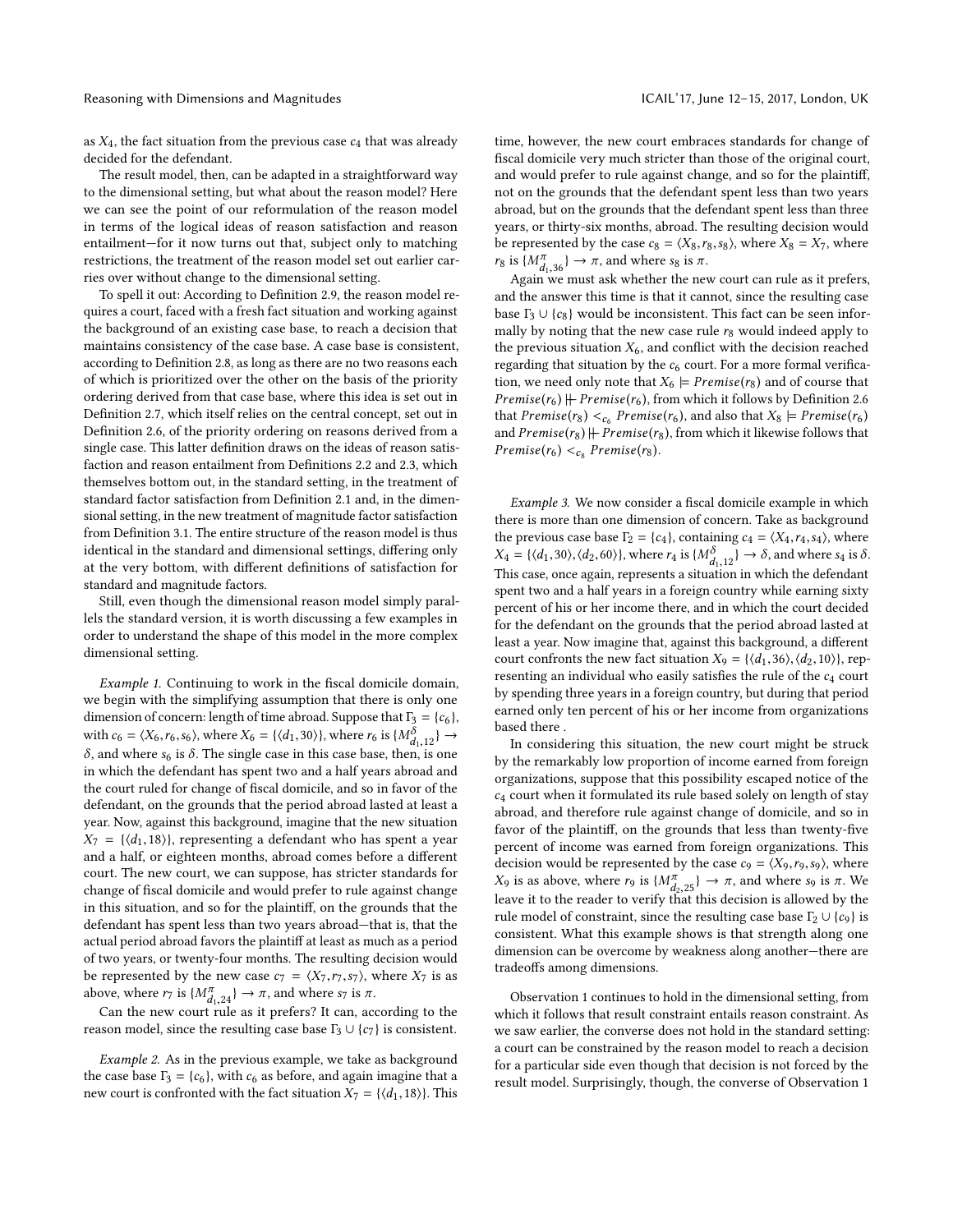as $X_4$, the fact situation from the previous case $c_4$ that was already decided for the defendant.

The result model, then, can be adapted in a straightforward way to the dimensional setting, but what about the reason model? Here we can see the point of our reformulation of the reason model in terms of the logical ideas of reason satisfaction and reason entailment—for it now turns out that, subject only to matching restrictions, the treatment of the reason model set out earlier carries over without change to the dimensional setting.

To spell it out: According to Definition 2.9, the reason model requires a court, faced with a fresh fact situation and working against the background of an existing case base, to reach a decision that maintains consistency of the case base. A case base is consistent, according to Definition 2.8, as long as there are no two reasons each of which is prioritized over the other on the basis of the priority ordering derived from that case base, where this idea is set out in Definition 2.7, which itself relies on the central concept, set out in Definition 2.6, of the priority ordering on reasons derived from a single case. This latter definition draws on the ideas of reason satisfaction and reason entailment from Definitions 2.2 and 2.3, which themselves bottom out, in the standard setting, in the treatment of standard factor satisfaction from Definition 2.1 and, in the dimensional setting, in the new treatment of magnitude factor satisfaction from Definition 3.1. The entire structure of the reason model is thus identical in the standard and dimensional settings, differing only at the very bottom, with different definitions of satisfaction for standard and magnitude factors.

Still, even though the dimensional reason model simply parallels the standard version, it is worth discussing a few examples in order to understand the shape of this model in the more complex dimensional setting.

*Example 1.* Continuing to work in the fiscal domicile domain, we begin with the simplifying assumption that there is only one dimension of concern: length of time abroad. Suppose that $\Gamma_3 = \{c_6\}$, with $c_6 = \langle X_6, r_6, s_6 \rangle$, where $X_6 = \{\langle d_1, 30 \rangle\}$, where $r_6$ is $\{M^{\delta}_{d_1,12}\} \rightarrow \delta$, and where $s_6$ is $\delta$. The single case in this case base, then, is one in which the defendant has spent two and a half years abroad and the court ruled for change of fiscal domicile, and so in favor of the defendant, on the grounds that the period abroad lasted at least a year. Now, against this background, imagine that the new situation $X_7 = \{\langle d_1, 18 \rangle\}$, representing a defendant who has spent a year and a half, or eighteen months, abroad comes before a different court. The new court, we can suppose, has stricter standards for change of fiscal domicile and would prefer to rule against change in this situation, and so for the plaintiff, on the grounds that the defendant has spent less than two years abroad—that is, that the actual period abroad favors the plaintiff at least as much as a period of two years, or twenty-four months. The resulting decision would be represented by the new case $c_7 = \langle X_7, r_7, s_7 \rangle$, where $X_7$ is as above, where $r_7$ is $\{M^{\pi}_{d_1,24}\} \rightarrow \pi$, and where $s_7$ is $\pi$.

Can the new court rule as it prefers? It can, according to the reason model, since the resulting case base $\Gamma_3 \cup \{c_7\}$ is consistent.

*Example 2.* As in the previous example, we take as background the case base $\Gamma_3 = \{c_6\}$, with $c_6$ as before, and again imagine that a new court is confronted with the fact situation $X_7 = \{\langle d_1, 18 \rangle\}$. This time, however, the new court embraces standards for change of fiscal domicile very much stricter than those of the original court, and would prefer to rule against change, and so for the plaintiff, not on the grounds that the defendant spent less than two years abroad, but on the grounds that the defendant spent less than three years, or thirty-six months, abroad. The resulting decision would be represented by the case $c_8 = \langle X_8, r_8, s_8 \rangle$, where $X_8 = X_7$, where $r_8$ is $\{M^{\pi}_{d_1,36}\} \rightarrow \pi$, and where $s_8$ is $\pi$.

Again we must ask whether the new court can rule as it prefers, and the answer this time is that it cannot, since the resulting case base $\Gamma_3 \cup \{c_8\}$ would be inconsistent. This fact can be seen informally by noting that the new case rule $r_8$ would indeed apply to the previous situation $X_6$, and conflict with the decision reached regarding that situation by the $c_6$ court. For a more formal verification, we need only note that $X_6 \models Premise(r_8)$ and of course that $Premise(r_6) \Vdash Premise(r_6)$, from which it follows by Definition 2.6 that $Premise(r_8) <_{c_6} Premise(r_6)$, and also that $X_8 \models Premise(r_6)$ and $Premise(r_8) \Vdash Premise(r_8)$, from which it likewise follows that $Premise(r_6) <_{c_8} Premise(r_8)$.

*Example 3.* We now consider a fiscal domicile example in which there is more than one dimension of concern. Take as background the previous case base $\Gamma_2 = \{c_4\}$, containing $c_4 = \langle X_4, r_4, s_4 \rangle$, where $X_4 = \{\langle d_1, 30 \rangle, \langle d_2, 60 \rangle\}$, where $r_4$ is $\{M^{\delta}_{d_1,12}\} \rightarrow \delta$, and where $s_4$ is $\delta$. This case, once again, represents a situation in which the defendant spent two and a half years in a foreign country while earning sixty percent of his or her income there, and in which the court decided for the defendant on the grounds that the period abroad lasted at least a year. Now imagine that, against this background, a different court confronts the new fact situation $X_9 = \{\langle d_1, 36 \rangle, \langle d_2, 10 \rangle\}$, representing an individual who easily satisfies the rule of the $c_4$ court by spending three years in a foreign country, but during that period earned only ten percent of his or her income from organizations based there .

In considering this situation, the new court might be struck by the remarkably low proportion of income earned from foreign organizations, suppose that this possibility escaped notice of the $c_4$ court when it formulated its rule based solely on length of stay abroad, and therefore rule against change of domicile, and so in favor of the plaintiff, on the grounds that less than twenty-five percent of income was earned from foreign organizations. This decision would be represented by the case $c_9 = \langle X_9, r_9, s_9 \rangle$, where $X_9$ is as above, where $r_9$ is $\{M^{\pi}_{d_2,25}\} \rightarrow \pi$, and where $s_9$ is $\pi$. We leave it to the reader to verify that this decision is allowed by the rule model of constraint, since the resulting case base $\Gamma_2 \cup \{c_9\}$ is consistent. What this example shows is that strength along one dimension can be overcome by weakness along another—there are tradeoffs among dimensions.

Observation 1 continues to hold in the dimensional setting, from which it follows that result constraint entails reason constraint. As we saw earlier, the converse does not hold in the standard setting: a court can be constrained by the reason model to reach a decision for a particular side even though that decision is not forced by the result model. Surprisingly, though, the converse of Observation 1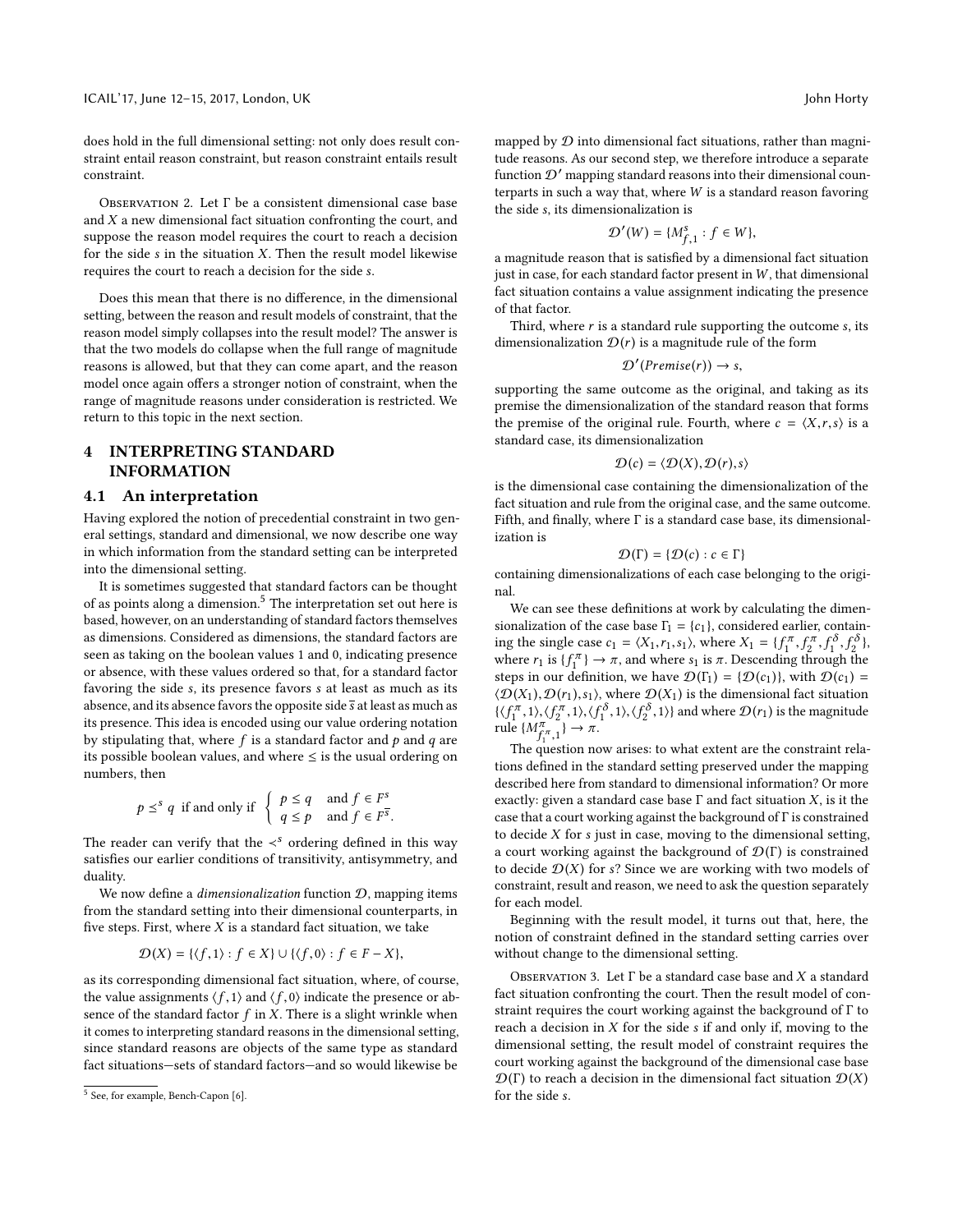does hold in the full dimensional setting: not only does result constraint entail reason constraint, but reason constraint entails result constraint.

Observation 2. Let $\Gamma$ be a consistent dimensional case base and $X$ a new dimensional fact situation confronting the court, and suppose the reason model requires the court to reach a decision for the side $s$ in the situation $X$. Then the result model likewise requires the court to reach a decision for the side $s$.

Does this mean that there is no difference, in the dimensional setting, between the reason and result models of constraint, that the reason model simply collapses into the result model? The answer is that the two models do collapse when the full range of magnitude reasons is allowed, but that they can come apart, and the reason model once again offers a stronger notion of constraint, when the range of magnitude reasons under consideration is restricted. We return to this topic in the next section.

## 4 INTERPRETING STANDARD INFORMATION

### 4.1 An interpretation

Having explored the notion of precedential constraint in two general settings, standard and dimensional, we now describe one way in which information from the standard setting can be interpreted into the dimensional setting.

It is sometimes suggested that standard factors can be thought of as points along a dimension.[5] The interpretation set out here is based, however, on an understanding of standard factors themselves as dimensions. Considered as dimensions, the standard factors are seen as taking on the boolean values 1 and 0, indicating presence or absence, with these values ordered so that, for a standard factor favoring the side $s$, its presence favors $s$ at least as much as its absence, and its absence favors the opposite side $\overline{s}$ at least as much as its presence. This idea is encoded using our value ordering notation by stipulating that, where $f$ is a standard factor and $p$ and $q$ are its possible boolean values, and where $\leq$ is the usual ordering on numbers, then

$$p \preceq^s q \text{ if and only if } \begin{cases} p \leq q & \text{and } f \in F^s \\ q \leq p & \text{and } f \in F^{\overline{s}}. \end{cases}$$

The reader can verify that the $\prec^s$ ordering defined in this way satisfies our earlier conditions of transitivity, antisymmetry, and duality.

We now define a *dimensionalization* function $\mathcal{D}$, mapping items from the standard setting into their dimensional counterparts, in five steps. First, where $X$ is a standard fact situation, we take

$$\mathcal{D}(X) = \{\langle f, 1\rangle : f \in X\} \cup \{\langle f, 0\rangle : f \in F - X\},$$

as its corresponding dimensional fact situation, where, of course, the value assignments $\langle f, 1\rangle$ and $\langle f, 0\rangle$ indicate the presence or absence of the standard factor $f$ in $X$. There is a slight wrinkle when it comes to interpreting standard reasons in the dimensional setting, since standard reasons are objects of the same type as standard fact situations—sets of standard factors—and so would likewise be mapped by $\mathcal{D}$ into dimensional fact situations, rather than magnitude reasons. As our second step, we therefore introduce a separate function $\mathcal{D}'$ mapping standard reasons into their dimensional counterparts in such a way that, where $W$ is a standard reason favoring the side $s$, its dimensionalization is

$$\mathcal{D}'(W) = \{M^s_{f,1} : f \in W\},$$

a magnitude reason that is satisfied by a dimensional fact situation just in case, for each standard factor present in $W$, that dimensional fact situation contains a value assignment indicating the presence of that factor.

Third, where $r$ is a standard rule supporting the outcome $s$, its dimensionalization $\mathcal{D}(r)$ is a magnitude rule of the form

$$\mathcal{D}'(Premise(r)) \rightarrow s,$$

supporting the same outcome as the original, and taking as its premise the dimensionalization of the standard reason that forms the premise of the original rule. Fourth, where $c = \langle X, r, s\rangle$ is a standard case, its dimensionalization

$$\mathcal{D}(c) = \langle \mathcal{D}(X), \mathcal{D}(r), s\rangle$$

is the dimensional case containing the dimensionalization of the fact situation and rule from the original case, and the same outcome. Fifth, and finally, where $\Gamma$ is a standard case base, its dimensionalization is

$$\mathcal{D}(\Gamma) = \{\mathcal{D}(c) : c \in \Gamma\}$$

containing dimensionalizations of each case belonging to the original.

We can see these definitions at work by calculating the dimensionalization of the case base $\Gamma_1 = \{c_1\}$, considered earlier, containing the single case $c_1 = \langle X_1, r_1, s_1\rangle$, where $X_1 = \{f^\pi_1, f^\pi_2, f^\delta_1, f^\delta_2\}$, where $r_1$ is $\{f^\pi_1\} \rightarrow \pi$, and where $s_1$ is $\pi$. Descending through the steps in our definition, we have $\mathcal{D}(\Gamma_1) = \{\mathcal{D}(c_1)\}$, with $\mathcal{D}(c_1) = \langle \mathcal{D}(X_1), \mathcal{D}(r_1), s_1\rangle$, where $\mathcal{D}(X_1)$ is the dimensional fact situation $\{\langle f^\pi_1, 1\rangle, \langle f^\pi_2, 1\rangle, \langle f^\delta_1, 1\rangle, \langle f^\delta_2, 1\rangle\}$ and where $\mathcal{D}(r_1)$ is the magnitude rule $\{M^\pi_{f^\pi_1, 1}\} \rightarrow \pi$.

The question now arises: to what extent are the constraint relations defined in the standard setting preserved under the mapping described here from standard to dimensional information? Or more exactly: given a standard case base $\Gamma$ and fact situation $X$, is it the case that a court working against the background of $\Gamma$ is constrained to decide $X$ for $s$ just in case, moving to the dimensional setting, a court working against the background of $\mathcal{D}(\Gamma)$ is constrained to decide $\mathcal{D}(X)$ for $s$? Since we are working with two models of constraint, result and reason, we need to ask the question separately for each model.

Beginning with the result model, it turns out that, here, the notion of constraint defined in the standard setting carries over without change to the dimensional setting.

Observation 3. Let $\Gamma$ be a standard case base and $X$ a standard fact situation confronting the court. Then the result model of constraint requires the court working against the background of $\Gamma$ to reach a decision in $X$ for the side $s$ if and only if, moving to the dimensional setting, the result model of constraint requires the court working against the background of the dimensional case base $\mathcal{D}(\Gamma)$ to reach a decision in the dimensional fact situation $\mathcal{D}(X)$ for the side $s$.

[5] See, for example, Bench-Capon [6].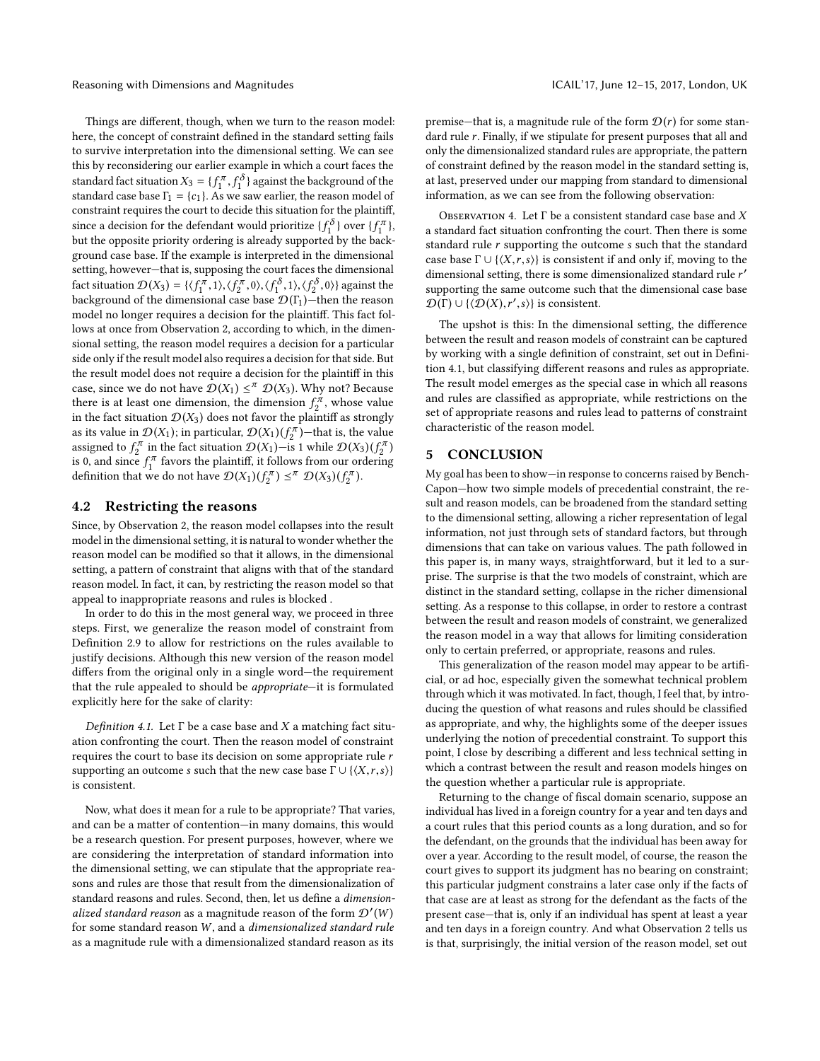Things are different, though, when we turn to the reason model: here, the concept of constraint defined in the standard setting fails to survive interpretation into the dimensional setting. We can see this by reconsidering our earlier example in which a court faces the standard fact situation $X_3 = \{f_1^{\pi}, f_1^{\delta}\}$ against the background of the standard case base $\Gamma_1 = \{c_1\}$. As we saw earlier, the reason model of constraint requires the court to decide this situation for the plaintiff, since a decision for the defendant would prioritize $\{f_1^{\delta}\}$ over $\{f_1^{\pi}\}$, but the opposite priority ordering is already supported by the background case base. If the example is interpreted in the dimensional setting, however—that is, supposing the court faces the dimensional fact situation $\mathcal{D}(X_3) = \{\langle f_1^{\pi}, 1\rangle, \langle f_2^{\pi}, 0\rangle, \langle f_1^{\delta}, 1\rangle, \langle f_2^{\delta}, 0\rangle\}$ against the background of the dimensional case base $\mathcal{D}(\Gamma_1)$—then the reason model no longer requires a decision for the plaintiff. This fact follows at once from Observation 2, according to which, in the dimensional setting, the reason model requires a decision for a particular side only if the result model also requires a decision for that side. But the result model does not require a decision for the plaintiff in this case, since we do not have $\mathcal{D}(X_1) \leq^{\pi} \mathcal{D}(X_3)$. Why not? Because there is at least one dimension, the dimension $f_2^{\pi}$, whose value in the fact situation $\mathcal{D}(X_3)$ does not favor the plaintiff as strongly as its value in $\mathcal{D}(X_1)$; in particular, $\mathcal{D}(X_1)(f_2^{\pi})$—that is, the value assigned to $f_2^{\pi}$ in the fact situation $\mathcal{D}(X_1)$—is 1 while $\mathcal{D}(X_3)(f_2^{\pi})$ is 0, and since $f_1^{\pi}$ favors the plaintiff, it follows from our ordering definition that we do not have $\mathcal{D}(X_1)(f_2^{\pi}) \leq^{\pi} \mathcal{D}(X_3)(f_2^{\pi})$.

### 4.2 Restricting the reasons

Since, by Observation 2, the reason model collapses into the result model in the dimensional setting, it is natural to wonder whether the reason model can be modified so that it allows, in the dimensional setting, a pattern of constraint that aligns with that of the standard reason model. In fact, it can, by restricting the reason model so that appeal to inappropriate reasons and rules is blocked .

In order to do this in the most general way, we proceed in three steps. First, we generalize the reason model of constraint from Definition 2.9 to allow for restrictions on the rules available to justify decisions. Although this new version of the reason model differs from the original only in a single word—the requirement that the rule appealed to should be *appropriate*—it is formulated explicitly here for the sake of clarity:

*Definition 4.1.* Let $\Gamma$ be a case base and $X$ a matching fact situation confronting the court. Then the reason model of constraint requires the court to base its decision on some appropriate rule $r$ supporting an outcome $s$ such that the new case base $\Gamma \cup \{\langle X, r, s\rangle\}$ is consistent.

Now, what does it mean for a rule to be appropriate? That varies, and can be a matter of contention—in many domains, this would be a research question. For present purposes, however, where we are considering the interpretation of standard information into the dimensional setting, we can stipulate that the appropriate reasons and rules are those that result from the dimensionalization of standard reasons and rules. Second, then, let us define a *dimensionalized standard reason* as a magnitude reason of the form $\mathcal{D}'(W)$ for some standard reason $W$, and a *dimensionalized standard rule* as a magnitude rule with a dimensionalized standard reason as its premise—that is, a magnitude rule of the form $\mathcal{D}(r)$ for some standard rule $r$. Finally, if we stipulate for present purposes that all and only the dimensionalized standard rules are appropriate, the pattern of constraint defined by the reason model in the standard setting is, at last, preserved under our mapping from standard to dimensional information, as we can see from the following observation:

Observation 4. Let $\Gamma$ be a consistent standard case base and $X$ a standard fact situation confronting the court. Then there is some standard rule $r$ supporting the outcome $s$ such that the standard case base $\Gamma \cup \{\langle X, r, s\rangle\}$ is consistent if and only if, moving to the dimensional setting, there is some dimensionalized standard rule $r'$ supporting the same outcome such that the dimensional case base $\mathcal{D}(\Gamma) \cup \{\langle \mathcal{D}(X), r', s\rangle\}$ is consistent.

The upshot is this: In the dimensional setting, the difference between the result and reason models of constraint can be captured by working with a single definition of constraint, set out in Definition 4.1, but classifying different reasons and rules as appropriate. The result model emerges as the special case in which all reasons and rules are classified as appropriate, while restrictions on the set of appropriate reasons and rules lead to patterns of constraint characteristic of the reason model.

## 5 CONCLUSION

My goal has been to show—in response to concerns raised by Bench-Capon—how two simple models of precedential constraint, the result and reason models, can be broadened from the standard setting to the dimensional setting, allowing a richer representation of legal information, not just through sets of standard factors, but through dimensions that can take on various values. The path followed in this paper is, in many ways, straightforward, but it led to a surprise. The surprise is that the two models of constraint, which are distinct in the standard setting, collapse in the richer dimensional setting. As a response to this collapse, in order to restore a contrast between the result and reason models of constraint, we generalized the reason model in a way that allows for limiting consideration only to certain preferred, or appropriate, reasons and rules.

This generalization of the reason model may appear to be artificial, or ad hoc, especially given the somewhat technical problem through which it was motivated. In fact, though, I feel that, by introducing the question of what reasons and rules should be classified as appropriate, and why, the highlights some of the deeper issues underlying the notion of precedential constraint. To support this point, I close by describing a different and less technical setting in which a contrast between the result and reason models hinges on the question whether a particular rule is appropriate.

Returning to the change of fiscal domain scenario, suppose an individual has lived in a foreign country for a year and ten days and a court rules that this period counts as a long duration, and so for the defendant, on the grounds that the individual has been away for over a year. According to the result model, of course, the reason the court gives to support its judgment has no bearing on constraint; this particular judgment constrains a later case only if the facts of that case are at least as strong for the defendant as the facts of the present case—that is, only if an individual has spent at least a year and ten days in a foreign country. And what Observation 2 tells us is that, surprisingly, the initial version of the reason model, set out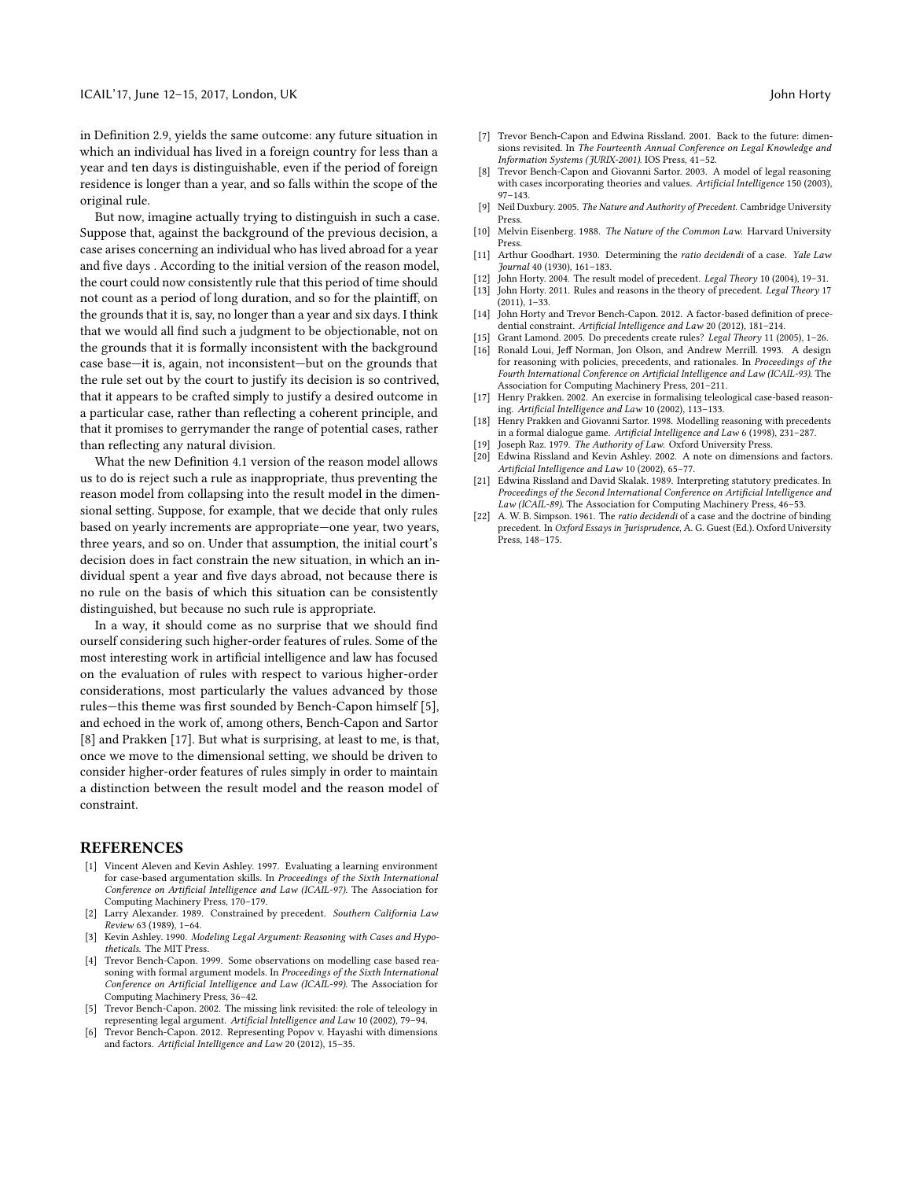in Definition 2.9, yields the same outcome: any future situation in which an individual has lived in a foreign country for less than a year and ten days is distinguishable, even if the period of foreign residence is longer than a year, and so falls within the scope of the original rule.

But now, imagine actually trying to distinguish in such a case. Suppose that, against the background of the previous decision, a case arises concerning an individual who has lived abroad for a year and five days . According to the initial version of the reason model, the court could now consistently rule that this period of time should not count as a period of long duration, and so for the plaintiff, on the grounds that it is, say, no longer than a year and six days. I think that we would all find such a judgment to be objectionable, not on the grounds that it is formally inconsistent with the background case base—it is, again, not inconsistent—but on the grounds that the rule set out by the court to justify its decision is so contrived, that it appears to be crafted simply to justify a desired outcome in a particular case, rather than reflecting a coherent principle, and that it promises to gerrymander the range of potential cases, rather than reflecting any natural division.

What the new Definition 4.1 version of the reason model allows us to do is reject such a rule as inappropriate, thus preventing the reason model from collapsing into the result model in the dimensional setting. Suppose, for example, that we decide that only rules based on yearly increments are appropriate—one year, two years, three years, and so on. Under that assumption, the initial court's decision does in fact constrain the new situation, in which an individual spent a year and five days abroad, not because there is no rule on the basis of which this situation can be consistently distinguished, but because no such rule is appropriate.

In a way, it should come as no surprise that we should find ourself considering such higher-order features of rules. Some of the most interesting work in artificial intelligence and law has focused on the evaluation of rules with respect to various higher-order considerations, most particularly the values advanced by those rules—this theme was first sounded by Bench-Capon himself [5], and echoed in the work of, among others, Bench-Capon and Sartor [8] and Prakken [17]. But what is surprising, at least to me, is that, once we move to the dimensional setting, we should be driven to consider higher-order features of rules simply in order to maintain a distinction between the result model and the reason model of constraint.

## REFERENCES

[1] Vincent Aleven and Kevin Ashley. 1997. Evaluating a learning environment for case-based argumentation skills. In *Proceedings of the Sixth International Conference on Artificial Intelligence and Law (ICAIL-97)*. The Association for Computing Machinery Press, 170–179.

[2] Larry Alexander. 1989. Constrained by precedent. *Southern California Law Review* 63 (1989), 1–64.

[3] Kevin Ashley. 1990. *Modeling Legal Argument: Reasoning with Cases and Hypotheticals*. The MIT Press.

[4] Trevor Bench-Capon. 1999. Some observations on modelling case based reasoning with formal argument models. In *Proceedings of the Sixth International Conference on Artificial Intelligence and Law (ICAIL-99)*. The Association for Computing Machinery Press, 36–42.

[5] Trevor Bench-Capon. 2002. The missing link revisited: the role of teleology in representing legal argument. *Artificial Intelligence and Law* 10 (2002), 79–94.

[6] Trevor Bench-Capon. 2012. Representing Popov v. Hayashi with dimensions and factors. *Artificial Intelligence and Law* 20 (2012), 15–35.

[7] Trevor Bench-Capon and Edwina Rissland. 2001. Back to the future: dimensions revisited. In *The Fourteenth Annual Conference on Legal Knowledge and Information Systems (JURIX-2001)*. IOS Press, 41–52.

[8] Trevor Bench-Capon and Giovanni Sartor. 2003. A model of legal reasoning with cases incorporating theories and values. *Artificial Intelligence* 150 (2003), 97–143.

[9] Neil Duxbury. 2005. *The Nature and Authority of Precedent*. Cambridge University Press.

[10] Melvin Eisenberg. 1988. *The Nature of the Common Law*. Harvard University Press.

[11] Arthur Goodhart. 1930. Determining the *ratio decidendi* of a case. *Yale Law Journal* 40 (1930), 161–183.

[12] John Horty. 2004. The result model of precedent. *Legal Theory* 10 (2004), 19–31.

[13] John Horty. 2011. Rules and reasons in the theory of precedent. *Legal Theory* 17 (2011), 1–33.

[14] John Horty and Trevor Bench-Capon. 2012. A factor-based definition of precedential constraint. *Artificial Intelligence and Law* 20 (2012), 181–214.

[15] Grant Lamond. 2005. Do precedents create rules? *Legal Theory* 11 (2005), 1–26.

[16] Ronald Loui, Jeff Norman, Jon Olson, and Andrew Merrill. 1993. A design for reasoning with policies, precedents, and rationales. In *Proceedings of the Fourth International Conference on Artificial Intelligence and Law (ICAIL-93)*. The Association for Computing Machinery Press, 201–211.

[17] Henry Prakken. 2002. An exercise in formalising teleological case-based reasoning. *Artificial Intelligence and Law* 10 (2002), 113–133.

[18] Henry Prakken and Giovanni Sartor. 1998. Modelling reasoning with precedents in a formal dialogue game. *Artificial Intelligence and Law* 6 (1998), 231–287.

[19] Joseph Raz. 1979. *The Authority of Law*. Oxford University Press.

[20] Edwina Rissland and Kevin Ashley. 2002. A note on dimensions and factors. *Artificial Intelligence and Law* 10 (2002), 65–77.

[21] Edwina Rissland and David Skalak. 1989. Interpreting statutory predicates. In *Proceedings of the Second International Conference on Artificial Intelligence and Law (ICAIL-89)*. The Association for Computing Machinery Press, 46–53.

[22] A. W. B. Simpson. 1961. The *ratio decidendi* of a case and the doctrine of binding precedent. In *Oxford Essays in Jurisprudence*, A. G. Guest (Ed.). Oxford University Press, 148–175.